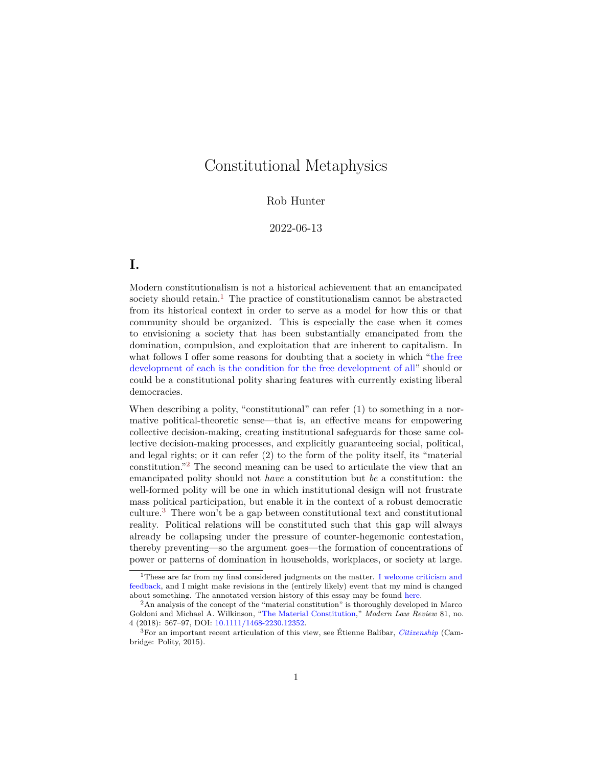# Constitutional Metaphysics

Rob Hunter

2022-06-13

## I.

Modern constitutionalism is not a historical achievement that an emancipated society should retain.[1] The practice of constitutionalism cannot be abstracted from its historical context in order to serve as a model for how this or that community should be organized. This is especially the case when it comes to envisioning a society that has been substantially emancipated from the domination, compulsion, and exploitation that are inherent to capitalism. In what follows I offer some reasons for doubting that a society in which "the free development of each is the condition for the free development of all" should or could be a constitutional polity sharing features with currently existing liberal democracies.

When describing a polity, "constitutional" can refer (1) to something in a normative political-theoretic sense—that is, an effective means for empowering collective decision-making, creating institutional safeguards for those same collective decision-making processes, and explicitly guaranteeing social, political, and legal rights; or it can refer (2) to the form of the polity itself, its "material constitution."[2] The second meaning can be used to articulate the view that an emancipated polity should not *have* a constitution but *be* a constitution: the well-formed polity will be one in which institutional design will not frustrate mass political participation, but enable it in the context of a robust democratic culture.[3] There won't be a gap between constitutional text and constitutional reality. Political relations will be constituted such that this gap will always already be collapsing under the pressure of counter-hegemonic contestation, thereby preventing—so the argument goes—the formation of concentrations of power or patterns of domination in households, workplaces, or society at large.

---

[1] These are far from my final considered judgments on the matter. I welcome criticism and feedback, and I might make revisions in the (entirely likely) event that my mind is changed about something. The annotated version history of this essay may be found here.

[2] An analysis of the concept of the "material constitution" is thoroughly developed in Marco Goldoni and Michael A. Wilkinson, "The Material Constitution," *Modern Law Review* 81, no. 4 (2018): 567–97, DOI: 10.1111/1468-2230.12352.

[3] For an important recent articulation of this view, see Étienne Balibar, *Citizenship* (Cambridge: Polity, 2015).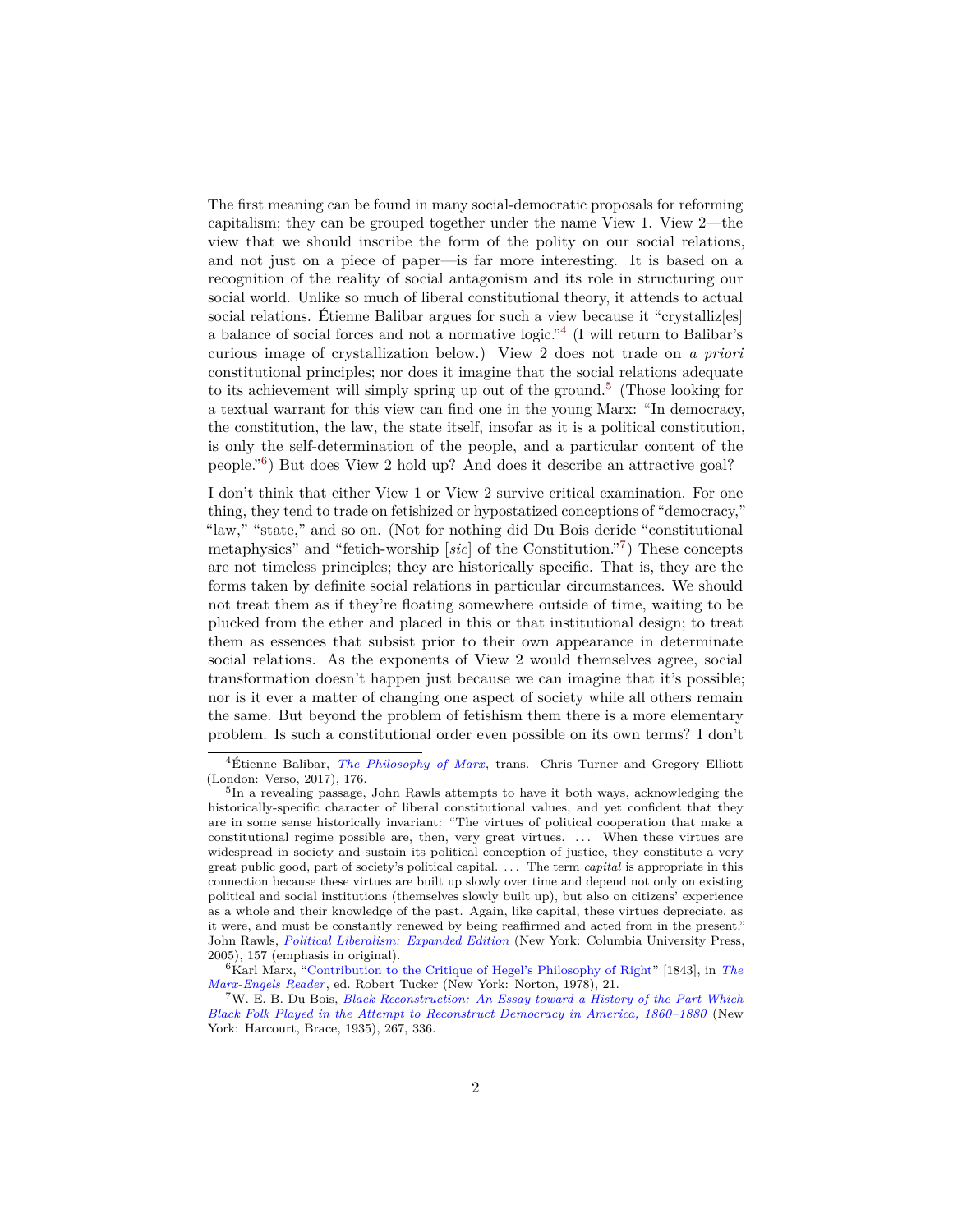The first meaning can be found in many social-democratic proposals for reforming capitalism; they can be grouped together under the name View 1. View 2—the view that we should inscribe the form of the polity on our social relations, and not just on a piece of paper—is far more interesting. It is based on a recognition of the reality of social antagonism and its role in structuring our social world. Unlike so much of liberal constitutional theory, it attends to actual social relations. Étienne Balibar argues for such a view because it "crystalliz[es] a balance of social forces and not a normative logic."[4] (I will return to Balibar's curious image of crystallization below.) View 2 does not trade on *a priori* constitutional principles; nor does it imagine that the social relations adequate to its achievement will simply spring up out of the ground.[5] (Those looking for a textual warrant for this view can find one in the young Marx: "In democracy, the constitution, the law, the state itself, insofar as it is a political constitution, is only the self-determination of the people, and a particular content of the people."[6]) But does View 2 hold up? And does it describe an attractive goal?

I don't think that either View 1 or View 2 survive critical examination. For one thing, they tend to trade on fetishized or hypostatized conceptions of "democracy," "law," "state," and so on. (Not for nothing did Du Bois deride "constitutional metaphysics" and "fetich-worship [*sic*] of the Constitution."[7]) These concepts are not timeless principles; they are historically specific. That is, they are the forms taken by definite social relations in particular circumstances. We should not treat them as if they're floating somewhere outside of time, waiting to be plucked from the ether and placed in this or that institutional design; to treat them as essences that subsist prior to their own appearance in determinate social relations. As the exponents of View 2 would themselves agree, social transformation doesn't happen just because we can imagine that it's possible; nor is it ever a matter of changing one aspect of society while all others remain the same. But beyond the problem of fetishism them there is a more elementary problem. Is such a constitutional order even possible on its own terms? I don't

---

[4] Étienne Balibar, *The Philosophy of Marx*, trans. Chris Turner and Gregory Elliott (London: Verso, 2017), 176.

[5] In a revealing passage, John Rawls attempts to have it both ways, acknowledging the historically-specific character of liberal constitutional values, and yet confident that they are in some sense historically invariant: "The virtues of political cooperation that make a constitutional regime possible are, then, very great virtues. . . . When these virtues are widespread in society and sustain its political conception of justice, they constitute a very great public good, part of society's political capital. . . . The term *capital* is appropriate in this connection because these virtues are built up slowly over time and depend not only on existing political and social institutions (themselves slowly built up), but also on citizens' experience as a whole and their knowledge of the past. Again, like capital, these virtues depreciate, as it were, and must be constantly renewed by being reaffirmed and acted from in the present." John Rawls, *Political Liberalism: Expanded Edition* (New York: Columbia University Press, 2005), 157 (emphasis in original).

[6] Karl Marx, "Contribution to the Critique of Hegel's Philosophy of Right" [1843], in *The Marx-Engels Reader*, ed. Robert Tucker (New York: Norton, 1978), 21.

[7] W. E. B. Du Bois, *Black Reconstruction: An Essay toward a History of the Part Which Black Folk Played in the Attempt to Reconstruct Democracy in America, 1860–1880* (New York: Harcourt, Brace, 1935), 267, 336.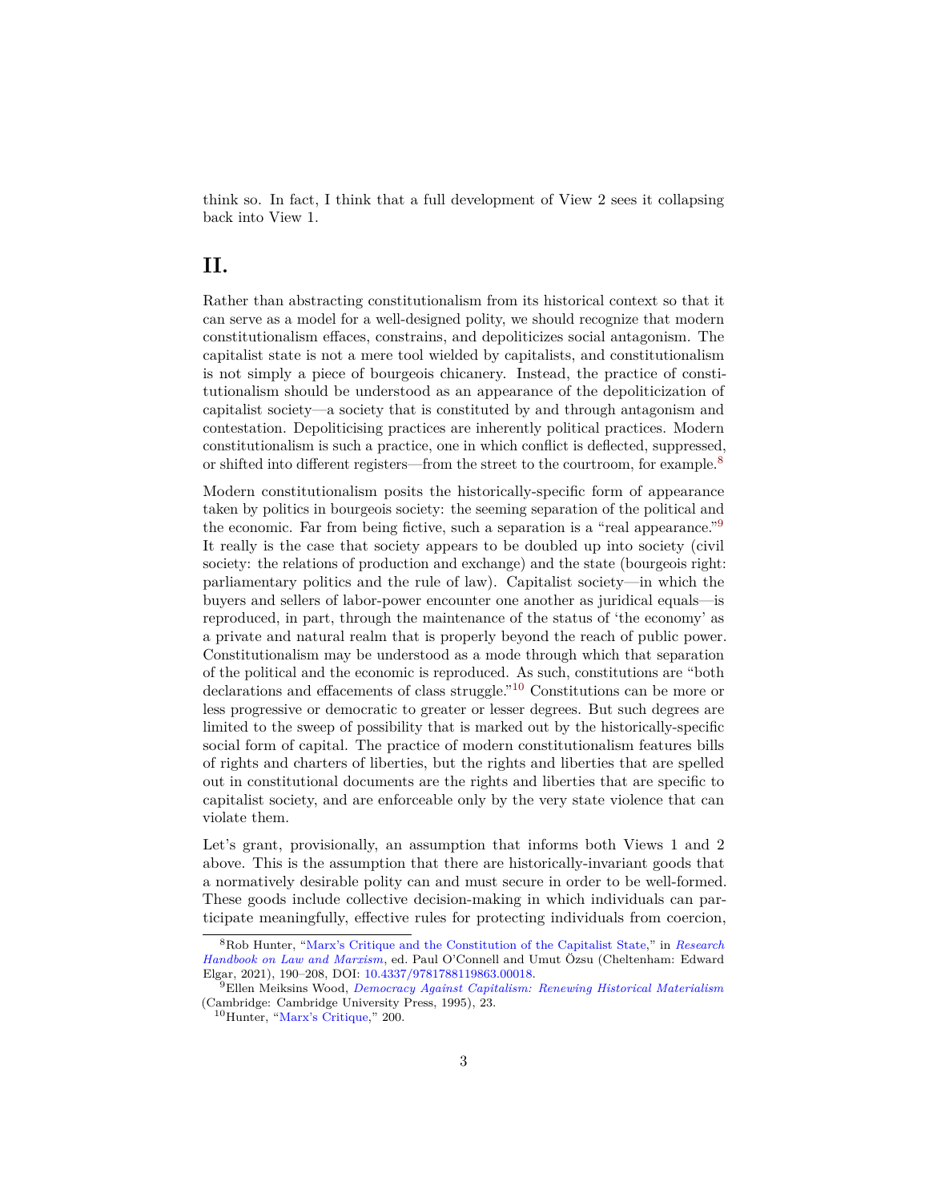think so. In fact, I think that a full development of View 2 sees it collapsing back into View 1.

## II.

Rather than abstracting constitutionalism from its historical context so that it can serve as a model for a well-designed polity, we should recognize that modern constitutionalism effaces, constrains, and depoliticizes social antagonism. The capitalist state is not a mere tool wielded by capitalists, and constitutionalism is not simply a piece of bourgeois chicanery. Instead, the practice of constitutionalism should be understood as an appearance of the depoliticization of capitalist society—a society that is constituted by and through antagonism and contestation. Depoliticising practices are inherently political practices. Modern constitutionalism is such a practice, one in which conflict is deflected, suppressed, or shifted into different registers—from the street to the courtroom, for example.[8]

Modern constitutionalism posits the historically-specific form of appearance taken by politics in bourgeois society: the seeming separation of the political and the economic. Far from being fictive, such a separation is a "real appearance."[9] It really is the case that society appears to be doubled up into society (civil society: the relations of production and exchange) and the state (bourgeois right: parliamentary politics and the rule of law). Capitalist society—in which the buyers and sellers of labor-power encounter one another as juridical equals—is reproduced, in part, through the maintenance of the status of 'the economy' as a private and natural realm that is properly beyond the reach of public power. Constitutionalism may be understood as a mode through which that separation of the political and the economic is reproduced. As such, constitutions are "both declarations and effacements of class struggle."[10] Constitutions can be more or less progressive or democratic to greater or lesser degrees. But such degrees are limited to the sweep of possibility that is marked out by the historically-specific social form of capital. The practice of modern constitutionalism features bills of rights and charters of liberties, but the rights and liberties that are spelled out in constitutional documents are the rights and liberties that are specific to capitalist society, and are enforceable only by the very state violence that can violate them.

Let's grant, provisionally, an assumption that informs both Views 1 and 2 above. This is the assumption that there are historically-invariant goods that a normatively desirable polity can and must secure in order to be well-formed. These goods include collective decision-making in which individuals can participate meaningfully, effective rules for protecting individuals from coercion,

[8] Rob Hunter, "Marx's Critique and the Constitution of the Capitalist State," in *Research Handbook on Law and Marxism*, ed. Paul O'Connell and Umut Özsu (Cheltenham: Edward Elgar, 2021), 190–208, DOI: 10.4337/9781788119863.00018.

[9] Ellen Meiksins Wood, *Democracy Against Capitalism: Renewing Historical Materialism* (Cambridge: Cambridge University Press, 1995), 23.

[10] Hunter, "Marx's Critique," 200.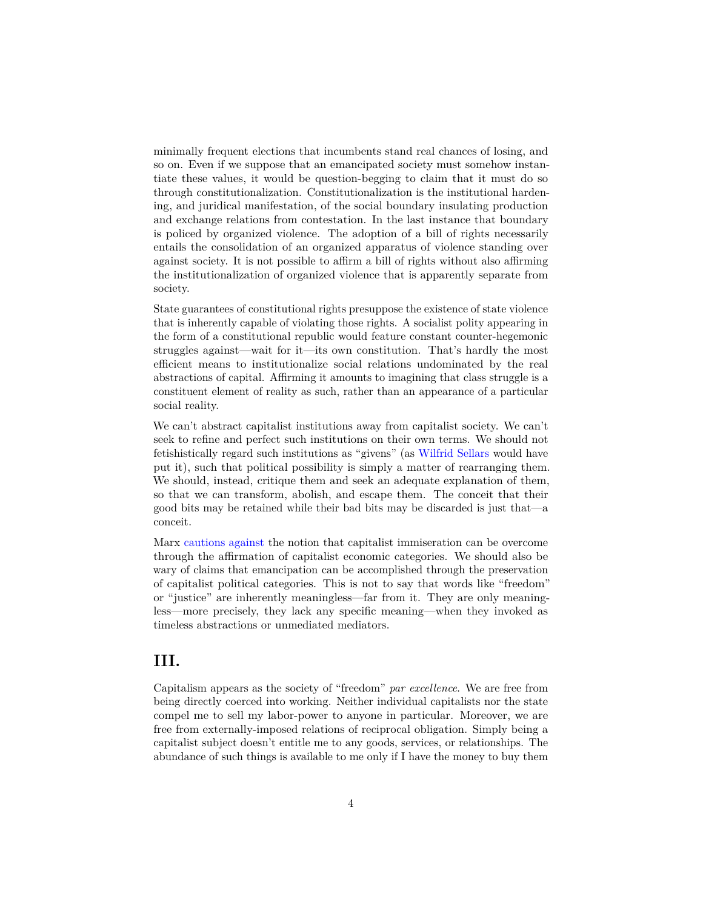minimally frequent elections that incumbents stand real chances of losing, and so on. Even if we suppose that an emancipated society must somehow instantiate these values, it would be question-begging to claim that it must do so through constitutionalization. Constitutionalization is the institutional hardening, and juridical manifestation, of the social boundary insulating production and exchange relations from contestation. In the last instance that boundary is policed by organized violence. The adoption of a bill of rights necessarily entails the consolidation of an organized apparatus of violence standing over against society. It is not possible to affirm a bill of rights without also affirming the institutionalization of organized violence that is apparently separate from society.

State guarantees of constitutional rights presuppose the existence of state violence that is inherently capable of violating those rights. A socialist polity appearing in the form of a constitutional republic would feature constant counter-hegemonic struggles against—wait for it—its own constitution. That's hardly the most efficient means to institutionalize social relations undominated by the real abstractions of capital. Affirming it amounts to imagining that class struggle is a constituent element of reality as such, rather than an appearance of a particular social reality.

We can't abstract capitalist institutions away from capitalist society. We can't seek to refine and perfect such institutions on their own terms. We should not fetishistically regard such institutions as "givens" (as Wilfrid Sellars would have put it), such that political possibility is simply a matter of rearranging them. We should, instead, critique them and seek an adequate explanation of them, so that we can transform, abolish, and escape them. The conceit that their good bits may be retained while their bad bits may be discarded is just that—a conceit.

Marx cautions against the notion that capitalist immiseration can be overcome through the affirmation of capitalist economic categories. We should also be wary of claims that emancipation can be accomplished through the preservation of capitalist political categories. This is not to say that words like "freedom" or "justice" are inherently meaningless—far from it. They are only meaningless—more precisely, they lack any specific meaning—when they invoked as timeless abstractions or unmediated mediators.

## III.

Capitalism appears as the society of "freedom" *par excellence*. We are free from being directly coerced into working. Neither individual capitalists nor the state compel me to sell my labor-power to anyone in particular. Moreover, we are free from externally-imposed relations of reciprocal obligation. Simply being a capitalist subject doesn't entitle me to any goods, services, or relationships. The abundance of such things is available to me only if I have the money to buy them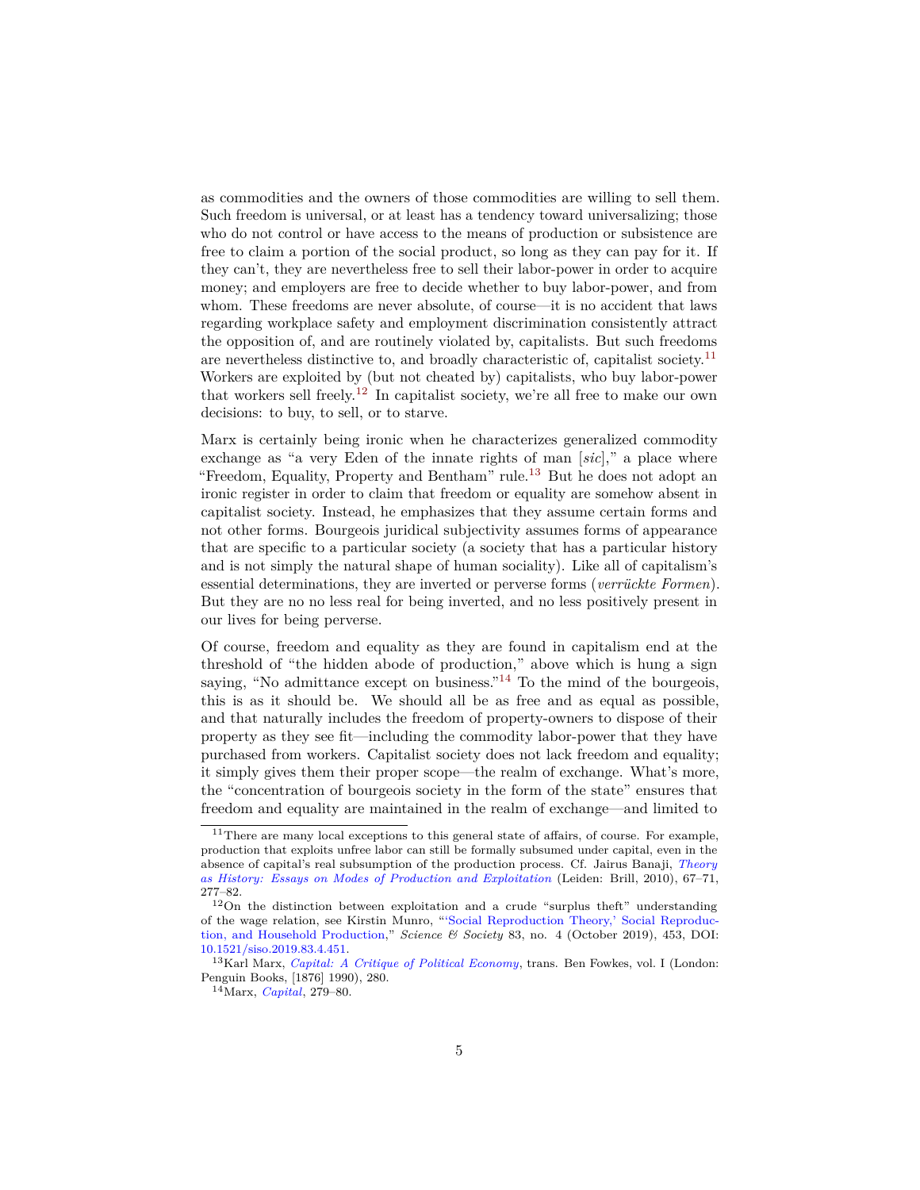as commodities and the owners of those commodities are willing to sell them. Such freedom is universal, or at least has a tendency toward universalizing; those who do not control or have access to the means of production or subsistence are free to claim a portion of the social product, so long as they can pay for it. If they can't, they are nevertheless free to sell their labor-power in order to acquire money; and employers are free to decide whether to buy labor-power, and from whom. These freedoms are never absolute, of course—it is no accident that laws regarding workplace safety and employment discrimination consistently attract the opposition of, and are routinely violated by, capitalists. But such freedoms are nevertheless distinctive to, and broadly characteristic of, capitalist society.[11] Workers are exploited by (but not cheated by) capitalists, who buy labor-power that workers sell freely.[12] In capitalist society, we're all free to make our own decisions: to buy, to sell, or to starve.

Marx is certainly being ironic when he characterizes generalized commodity exchange as "a very Eden of the innate rights of man [*sic*]," a place where "Freedom, Equality, Property and Bentham" rule.[13] But he does not adopt an ironic register in order to claim that freedom or equality are somehow absent in capitalist society. Instead, he emphasizes that they assume certain forms and not other forms. Bourgeois juridical subjectivity assumes forms of appearance that are specific to a particular society (a society that has a particular history and is not simply the natural shape of human sociality). Like all of capitalism's essential determinations, they are inverted or perverse forms (*verrückte Formen*). But they are no no less real for being inverted, and no less positively present in our lives for being perverse.

Of course, freedom and equality as they are found in capitalism end at the threshold of "the hidden abode of production," above which is hung a sign saying, "No admittance except on business."[14] To the mind of the bourgeois, this is as it should be. We should all be as free and as equal as possible, and that naturally includes the freedom of property-owners to dispose of their property as they see fit—including the commodity labor-power that they have purchased from workers. Capitalist society does not lack freedom and equality; it simply gives them their proper scope—the realm of exchange. What's more, the "concentration of bourgeois society in the form of the state" ensures that freedom and equality are maintained in the realm of exchange—and limited to

[11] There are many local exceptions to this general state of affairs, of course. For example, production that exploits unfree labor can still be formally subsumed under capital, even in the absence of capital's real subsumption of the production process. Cf. Jairus Banaji, *Theory as History: Essays on Modes of Production and Exploitation* (Leiden: Brill, 2010), 67–71, 277–82.

[12] On the distinction between exploitation and a crude "surplus theft" understanding of the wage relation, see Kirstin Munro, "'Social Reproduction Theory,' Social Reproduction, and Household Production," *Science & Society* 83, no. 4 (October 2019), 453, DOI: 10.1521/siso.2019.83.4.451.

[13] Karl Marx, *Capital: A Critique of Political Economy*, trans. Ben Fowkes, vol. I (London: Penguin Books, [1876] 1990), 280.

[14] Marx, *Capital*, 279–80.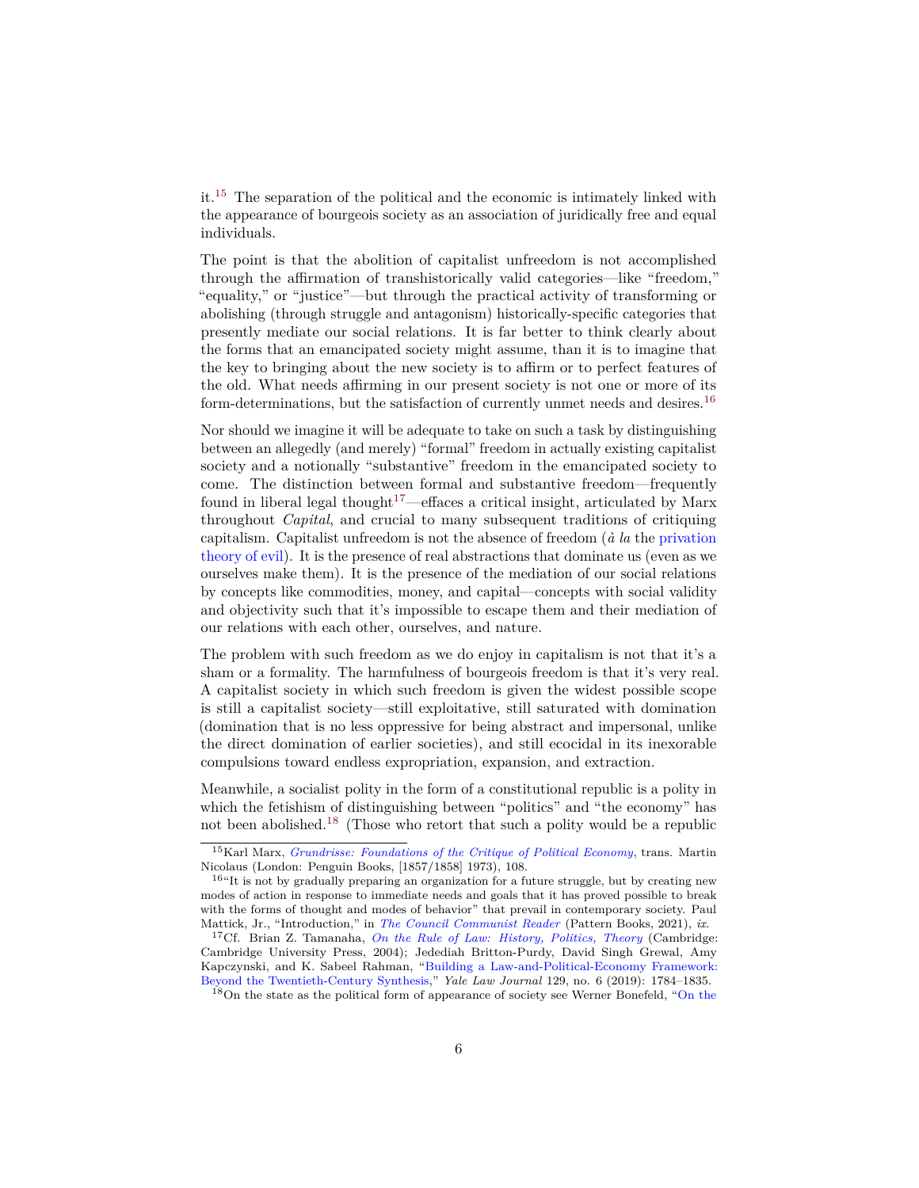it.[15] The separation of the political and the economic is intimately linked with the appearance of bourgeois society as an association of juridically free and equal individuals.

The point is that the abolition of capitalist unfreedom is not accomplished through the affirmation of transhistorically valid categories—like "freedom," "equality," or "justice"—but through the practical activity of transforming or abolishing (through struggle and antagonism) historically-specific categories that presently mediate our social relations. It is far better to think clearly about the forms that an emancipated society might assume, than it is to imagine that the key to bringing about the new society is to affirm or to perfect features of the old. What needs affirming in our present society is not one or more of its form-determinations, but the satisfaction of currently unmet needs and desires.[16]

Nor should we imagine it will be adequate to take on such a task by distinguishing between an allegedly (and merely) "formal" freedom in actually existing capitalist society and a notionally "substantive" freedom in the emancipated society to come. The distinction between formal and substantive freedom—frequently found in liberal legal thought[17]—effaces a critical insight, articulated by Marx throughout *Capital*, and crucial to many subsequent traditions of critiquing capitalism. Capitalist unfreedom is not the absence of freedom (*à la* the privation theory of evil). It is the presence of real abstractions that dominate us (even as we ourselves make them). It is the presence of the mediation of our social relations by concepts like commodities, money, and capital—concepts with social validity and objectivity such that it's impossible to escape them and their mediation of our relations with each other, ourselves, and nature.

The problem with such freedom as we do enjoy in capitalism is not that it's a sham or a formality. The harmfulness of bourgeois freedom is that it's very real. A capitalist society in which such freedom is given the widest possible scope is still a capitalist society—still exploitative, still saturated with domination (domination that is no less oppressive for being abstract and impersonal, unlike the direct domination of earlier societies), and still ecocidal in its inexorable compulsions toward endless expropriation, expansion, and extraction.

Meanwhile, a socialist polity in the form of a constitutional republic is a polity in which the fetishism of distinguishing between "politics" and "the economy" has not been abolished.[18] (Those who retort that such a polity would be a republic

---

[15] Karl Marx, *Grundrisse: Foundations of the Critique of Political Economy*, trans. Martin Nicolaus (London: Penguin Books, [1857/1858] 1973), 108.

[16] "It is not by gradually preparing an organization for a future struggle, but by creating new modes of action in response to immediate needs and goals that it has proved possible to break with the forms of thought and modes of behavior" that prevail in contemporary society. Paul Mattick, Jr., "Introduction," in *The Council Communist Reader* (Pattern Books, 2021), *ix*.

[17] Cf. Brian Z. Tamanaha, *On the Rule of Law: History, Politics, Theory* (Cambridge: Cambridge University Press, 2004); Jedediah Britton-Purdy, David Singh Grewal, Amy Kapczynski, and K. Sabeel Rahman, "Building a Law-and-Political-Economy Framework: Beyond the Twentieth-Century Synthesis," *Yale Law Journal* 129, no. 6 (2019): 1784–1835.

[18] On the state as the political form of appearance of society see Werner Bonefeld, "On the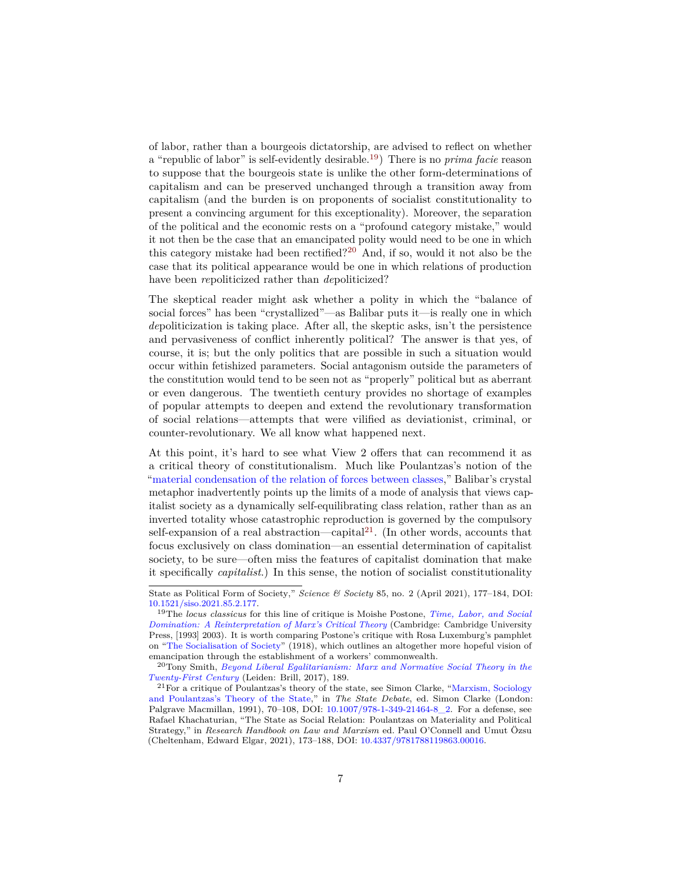of labor, rather than a bourgeois dictatorship, are advised to reflect on whether a "republic of labor" is self-evidently desirable.[19]) There is no *prima facie* reason to suppose that the bourgeois state is unlike the other form-determinations of capitalism and can be preserved unchanged through a transition away from capitalism (and the burden is on proponents of socialist constitutionality to present a convincing argument for this exceptionality). Moreover, the separation of the political and the economic rests on a "profound category mistake," would it not then be the case that an emancipated polity would need to be one in which this category mistake had been rectified?[20] And, if so, would it not also be the case that its political appearance would be one in which relations of production have been *re*politicized rather than *de*politicized?

The skeptical reader might ask whether a polity in which the "balance of social forces" has been "crystallized"—as Balibar puts it—is really one in which *de*politicization is taking place. After all, the skeptic asks, isn't the persistence and pervasiveness of conflict inherently political? The answer is that yes, of course, it is; but the only politics that are possible in such a situation would occur within fetishized parameters. Social antagonism outside the parameters of the constitution would tend to be seen not as "properly" political but as aberrant or even dangerous. The twentieth century provides no shortage of examples of popular attempts to deepen and extend the revolutionary transformation of social relations—attempts that were vilified as deviationist, criminal, or counter-revolutionary. We all know what happened next.

At this point, it's hard to see what View 2 offers that can recommend it as a critical theory of constitutionalism. Much like Poulantzas's notion of the "material condensation of the relation of forces between classes," Balibar's crystal metaphor inadvertently points up the limits of a mode of analysis that views capitalist society as a dynamically self-equilibrating class relation, rather than as an inverted totality whose catastrophic reproduction is governed by the compulsory self-expansion of a real abstraction—capital[21]. (In other words, accounts that focus exclusively on class domination—an essential determination of capitalist society, to be sure—often miss the features of capitalist domination that make it specifically *capitalist*.) In this sense, the notion of socialist constitutionality

---

State as Political Form of Society," *Science & Society* 85, no. 2 (April 2021), 177–184, DOI: 10.1521/siso.2021.85.2.177.

[19]The *locus classicus* for this line of critique is Moishe Postone, *Time, Labor, and Social Domination: A Reinterpretation of Marx's Critical Theory* (Cambridge: Cambridge University Press, [1993] 2003). It is worth comparing Postone's critique with Rosa Luxemburg's pamphlet on "The Socialisation of Society" (1918), which outlines an altogether more hopeful vision of emancipation through the establishment of a workers' commonwealth.

[20]Tony Smith, *Beyond Liberal Egalitarianism: Marx and Normative Social Theory in the Twenty-First Century* (Leiden: Brill, 2017), 189.

[21]For a critique of Poulantzas's theory of the state, see Simon Clarke, "Marxism, Sociology and Poulantzas's Theory of the State," in *The State Debate*, ed. Simon Clarke (London: Palgrave Macmillan, 1991), 70–108, DOI: 10.1007/978-1-349-21464-8_2. For a defense, see Rafael Khachaturian, "The State as Social Relation: Poulantzas on Materiality and Political Strategy," in *Research Handbook on Law and Marxism* ed. Paul O'Connell and Umut Özsu (Cheltenham, Edward Elgar, 2021), 173–188, DOI: 10.4337/9781788119863.00016.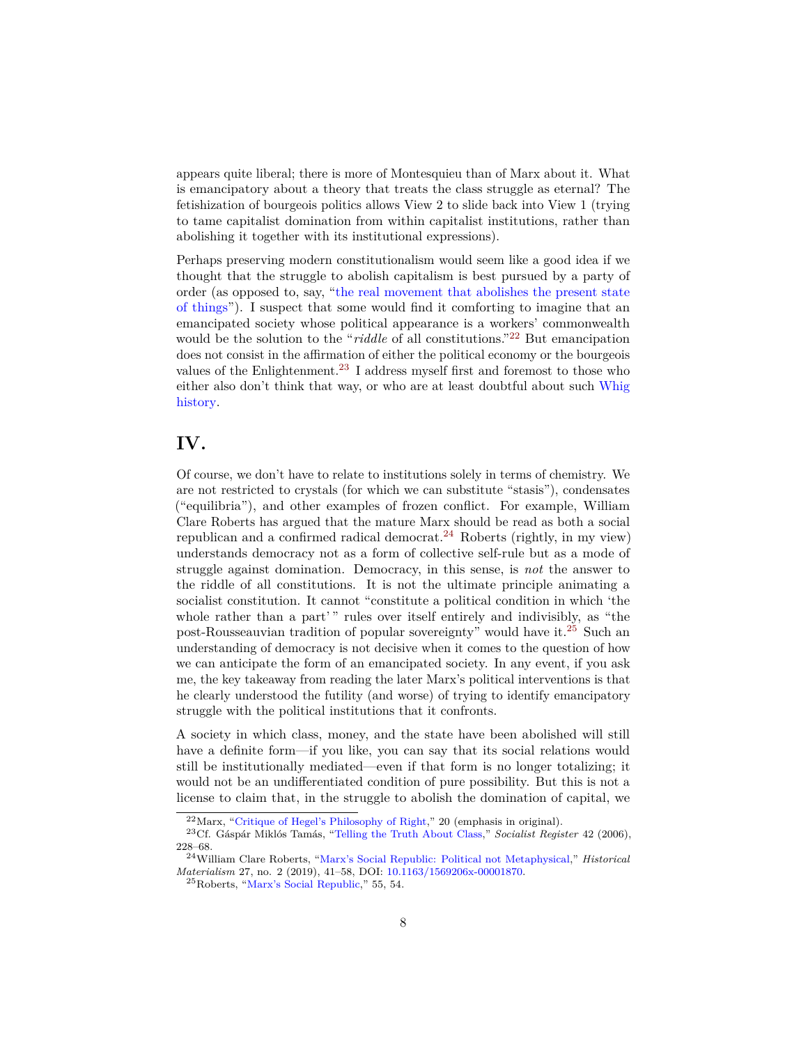appears quite liberal; there is more of Montesquieu than of Marx about it. What is emancipatory about a theory that treats the class struggle as eternal? The fetishization of bourgeois politics allows View 2 to slide back into View 1 (trying to tame capitalist domination from within capitalist institutions, rather than abolishing it together with its institutional expressions).

Perhaps preserving modern constitutionalism would seem like a good idea if we thought that the struggle to abolish capitalism is best pursued by a party of order (as opposed to, say, "the real movement that abolishes the present state of things"). I suspect that some would find it comforting to imagine that an emancipated society whose political appearance is a workers' commonwealth would be the solution to the "*riddle* of all constitutions."[22] But emancipation does not consist in the affirmation of either the political economy or the bourgeois values of the Enlightenment.[23] I address myself first and foremost to those who either also don't think that way, or who are at least doubtful about such Whig history.

## IV.

Of course, we don't have to relate to institutions solely in terms of chemistry. We are not restricted to crystals (for which we can substitute "stasis"), condensates ("equilibria"), and other examples of frozen conflict. For example, William Clare Roberts has argued that the mature Marx should be read as both a social republican and a confirmed radical democrat.[24] Roberts (rightly, in my view) understands democracy not as a form of collective self-rule but as a mode of struggle against domination. Democracy, in this sense, is *not* the answer to the riddle of all constitutions. It is not the ultimate principle animating a socialist constitution. It cannot "constitute a political condition in which 'the whole rather than a part' " rules over itself entirely and indivisibly, as "the post-Rousseauvian tradition of popular sovereignty" would have it.[25] Such an understanding of democracy is not decisive when it comes to the question of how we can anticipate the form of an emancipated society. In any event, if you ask me, the key takeaway from reading the later Marx's political interventions is that he clearly understood the futility (and worse) of trying to identify emancipatory struggle with the political institutions that it confronts.

A society in which class, money, and the state have been abolished will still have a definite form—if you like, you can say that its social relations would still be institutionally mediated—even if that form is no longer totalizing; it would not be an undifferentiated condition of pure possibility. But this is not a license to claim that, in the struggle to abolish the domination of capital, we

---

[22] Marx, "Critique of Hegel's Philosophy of Right," 20 (emphasis in original).

[23] Cf. Gáspár Miklós Tamás, "Telling the Truth About Class," *Socialist Register* 42 (2006), 228–68.

[24] William Clare Roberts, "Marx's Social Republic: Political not Metaphysical," *Historical Materialism* 27, no. 2 (2019), 41–58, DOI: 10.1163/1569206x-00001870.

[25] Roberts, "Marx's Social Republic," 55, 54.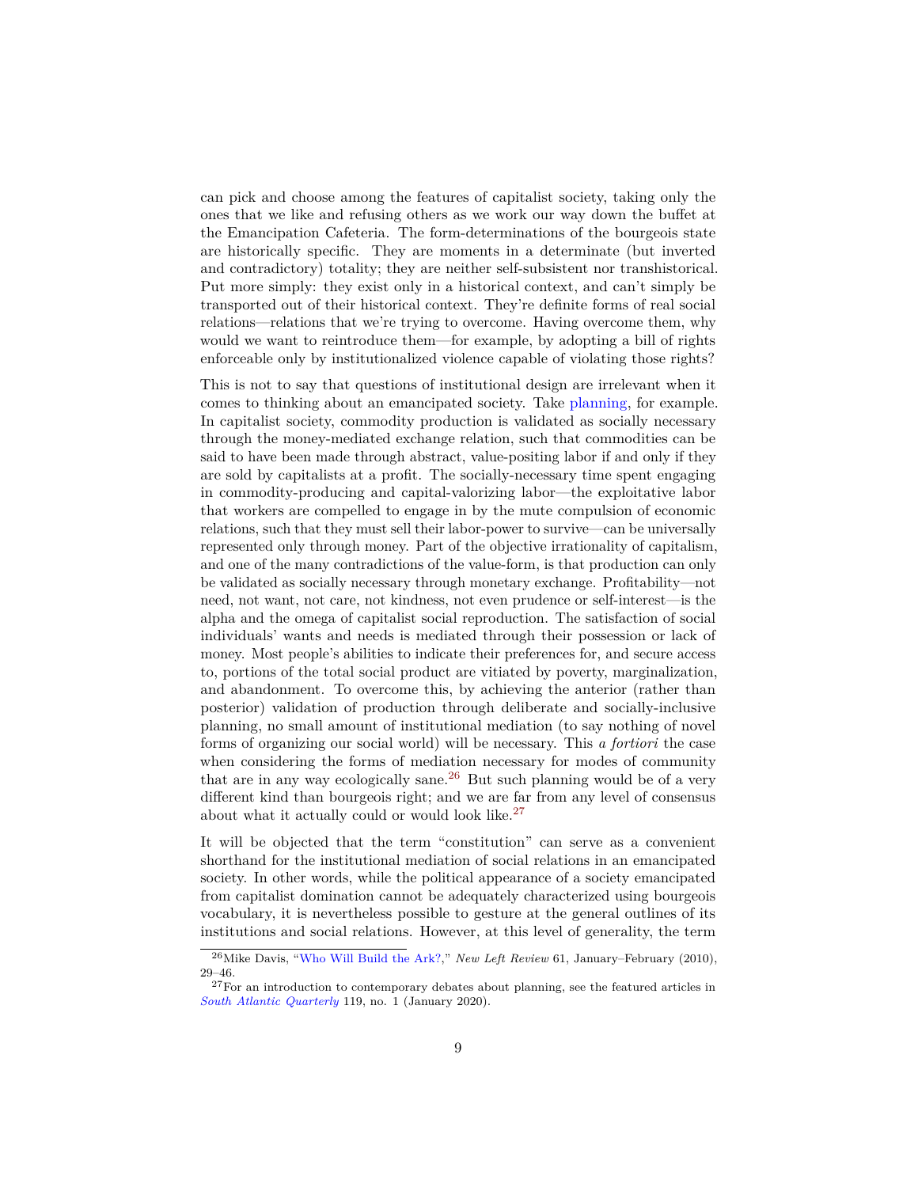can pick and choose among the features of capitalist society, taking only the ones that we like and refusing others as we work our way down the buffet at the Emancipation Cafeteria. The form-determinations of the bourgeois state are historically specific. They are moments in a determinate (but inverted and contradictory) totality; they are neither self-subsistent nor transhistorical. Put more simply: they exist only in a historical context, and can't simply be transported out of their historical context. They're definite forms of real social relations—relations that we're trying to overcome. Having overcome them, why would we want to reintroduce them—for example, by adopting a bill of rights enforceable only by institutionalized violence capable of violating those rights?

This is not to say that questions of institutional design are irrelevant when it comes to thinking about an emancipated society. Take planning, for example. In capitalist society, commodity production is validated as socially necessary through the money-mediated exchange relation, such that commodities can be said to have been made through abstract, value-positing labor if and only if they are sold by capitalists at a profit. The socially-necessary time spent engaging in commodity-producing and capital-valorizing labor—the exploitative labor that workers are compelled to engage in by the mute compulsion of economic relations, such that they must sell their labor-power to survive—can be universally represented only through money. Part of the objective irrationality of capitalism, and one of the many contradictions of the value-form, is that production can only be validated as socially necessary through monetary exchange. Profitability—not need, not want, not care, not kindness, not even prudence or self-interest—is the alpha and the omega of capitalist social reproduction. The satisfaction of social individuals' wants and needs is mediated through their possession or lack of money. Most people's abilities to indicate their preferences for, and secure access to, portions of the total social product are vitiated by poverty, marginalization, and abandonment. To overcome this, by achieving the anterior (rather than posterior) validation of production through deliberate and socially-inclusive planning, no small amount of institutional mediation (to say nothing of novel forms of organizing our social world) will be necessary. This *a fortiori* the case when considering the forms of mediation necessary for modes of community that are in any way ecologically sane.[26] But such planning would be of a very different kind than bourgeois right; and we are far from any level of consensus about what it actually could or would look like.[27]

It will be objected that the term "constitution" can serve as a convenient shorthand for the institutional mediation of social relations in an emancipated society. In other words, while the political appearance of a society emancipated from capitalist domination cannot be adequately characterized using bourgeois vocabulary, it is nevertheless possible to gesture at the general outlines of its institutions and social relations. However, at this level of generality, the term

[26] Mike Davis, "Who Will Build the Ark?," *New Left Review* 61, January–February (2010), 29–46.

[27] For an introduction to contemporary debates about planning, see the featured articles in *South Atlantic Quarterly* 119, no. 1 (January 2020).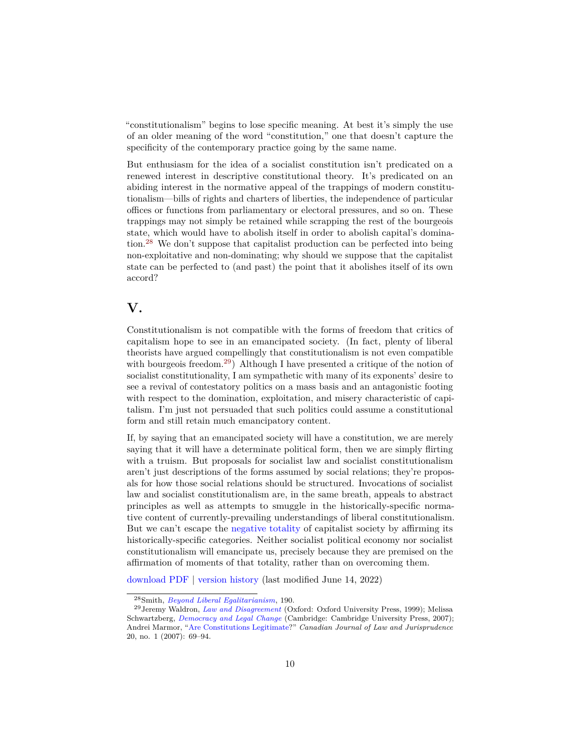"constitutionalism" begins to lose specific meaning. At best it's simply the use of an older meaning of the word "constitution," one that doesn't capture the specificity of the contemporary practice going by the same name.

But enthusiasm for the idea of a socialist constitution isn't predicated on a renewed interest in descriptive constitutional theory. It's predicated on an abiding interest in the normative appeal of the trappings of modern constitutionalism—bills of rights and charters of liberties, the independence of particular offices or functions from parliamentary or electoral pressures, and so on. These trappings may not simply be retained while scrapping the rest of the bourgeois state, which would have to abolish itself in order to abolish capital's domination.[28] We don't suppose that capitalist production can be perfected into being non-exploitative and non-dominating; why should we suppose that the capitalist state can be perfected to (and past) the point that it abolishes itself of its own accord?

# V.

Constitutionalism is not compatible with the forms of freedom that critics of capitalism hope to see in an emancipated society. (In fact, plenty of liberal theorists have argued compellingly that constitutionalism is not even compatible with bourgeois freedom.[29]) Although I have presented a critique of the notion of socialist constitutionality, I am sympathetic with many of its exponents' desire to see a revival of contestatory politics on a mass basis and an antagonistic footing with respect to the domination, exploitation, and misery characteristic of capitalism. I'm just not persuaded that such politics could assume a constitutional form and still retain much emancipatory content.

If, by saying that an emancipated society will have a constitution, we are merely saying that it will have a determinate political form, then we are simply flirting with a truism. But proposals for socialist law and socialist constitutionalism aren't just descriptions of the forms assumed by social relations; they're proposals for how those social relations should be structured. Invocations of socialist law and socialist constitutionalism are, in the same breath, appeals to abstract principles as well as attempts to smuggle in the historically-specific normative content of currently-prevailing understandings of liberal constitutionalism. But we can't escape the negative totality of capitalist society by affirming its historically-specific categories. Neither socialist political economy nor socialist constitutionalism will emancipate us, precisely because they are premised on the affirmation of moments of that totality, rather than on overcoming them.

download PDF | version history (last modified June 14, 2022)

---

[28] Smith, *Beyond Liberal Egalitarianism*, 190.

[29] Jeremy Waldron, *Law and Disagreement* (Oxford: Oxford University Press, 1999); Melissa Schwartzberg, *Democracy and Legal Change* (Cambridge: Cambridge University Press, 2007); Andrei Marmor, "Are Constitutions Legitimate?" *Canadian Journal of Law and Jurisprudence* 20, no. 1 (2007): 69–94.